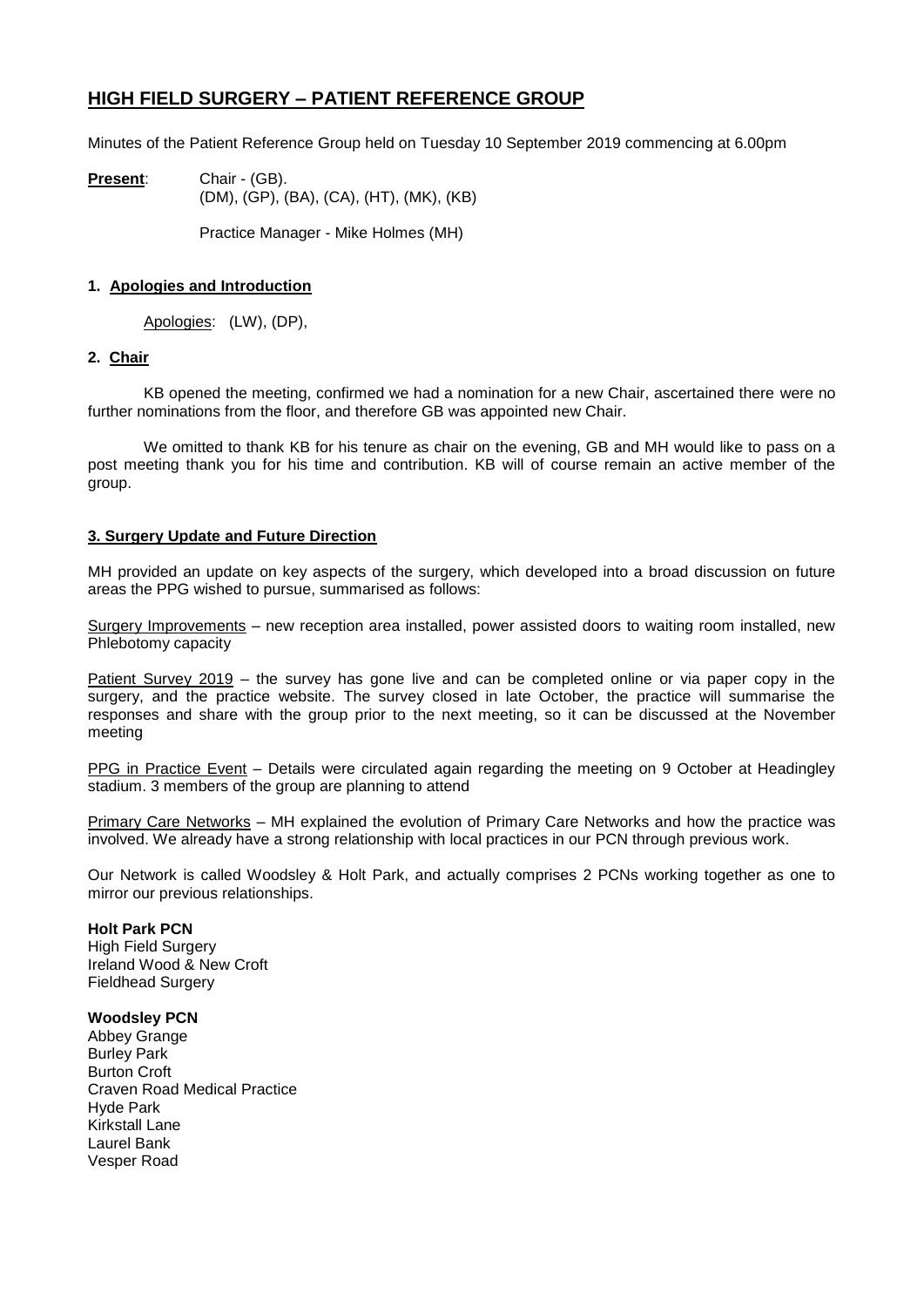# HIGH FIELD SURGERY – PATIENT REFERENCE GROUP

Minutes of the Patient Reference Group held on Tuesday 10 September 2019 commencing at 6.00pm

**Present**: Chair - (GB).
(DM), (GP), (BA), (CA), (HT), (MK), (KB)

Practice Manager - Mike Holmes (MH)

## 1. Apologies and Introduction

Apologies: (LW), (DP),

## 2. Chair

KB opened the meeting, confirmed we had a nomination for a new Chair, ascertained there were no further nominations from the floor, and therefore GB was appointed new Chair.

We omitted to thank KB for his tenure as chair on the evening, GB and MH would like to pass on a post meeting thank you for his time and contribution. KB will of course remain an active member of the group.

## 3. Surgery Update and Future Direction

MH provided an update on key aspects of the surgery, which developed into a broad discussion on future areas the PPG wished to pursue, summarised as follows:

Surgery Improvements – new reception area installed, power assisted doors to waiting room installed, new Phlebotomy capacity

Patient Survey 2019 – the survey has gone live and can be completed online or via paper copy in the surgery, and the practice website. The survey closed in late October, the practice will summarise the responses and share with the group prior to the next meeting, so it can be discussed at the November meeting

PPG in Practice Event – Details were circulated again regarding the meeting on 9 October at Headingley stadium. 3 members of the group are planning to attend

Primary Care Networks – MH explained the evolution of Primary Care Networks and how the practice was involved. We already have a strong relationship with local practices in our PCN through previous work.

Our Network is called Woodsley & Holt Park, and actually comprises 2 PCNs working together as one to mirror our previous relationships.

**Holt Park PCN**
High Field Surgery
Ireland Wood & New Croft
Fieldhead Surgery

**Woodsley PCN**
Abbey Grange
Burley Park
Burton Croft
Craven Road Medical Practice
Hyde Park
Kirkstall Lane
Laurel Bank
Vesper Road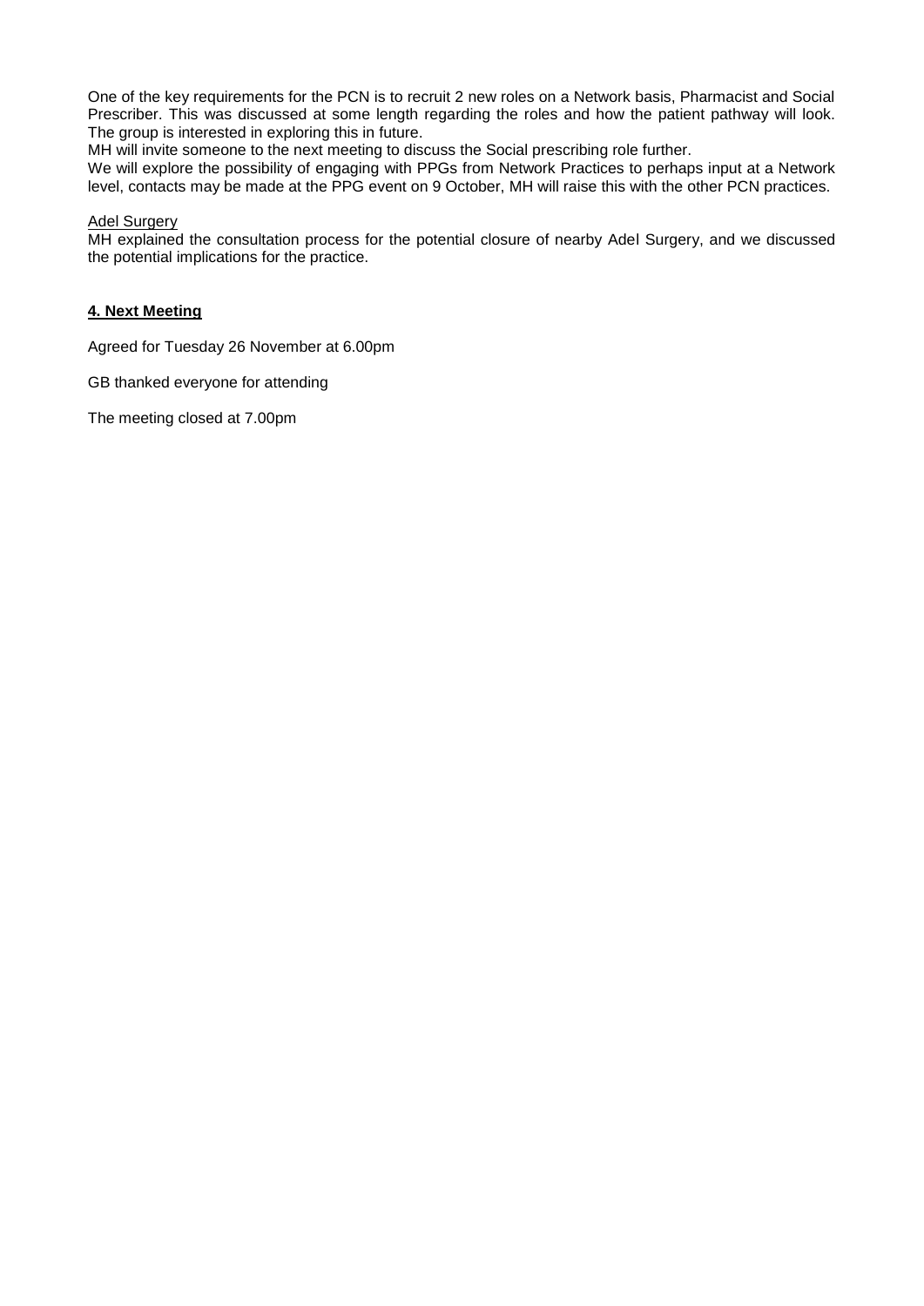One of the key requirements for the PCN is to recruit 2 new roles on a Network basis, Pharmacist and Social Prescriber. This was discussed at some length regarding the roles and how the patient pathway will look. The group is interested in exploring this in future.

MH will invite someone to the next meeting to discuss the Social prescribing role further.

We will explore the possibility of engaging with PPGs from Network Practices to perhaps input at a Network level, contacts may be made at the PPG event on 9 October, MH will raise this with the other PCN practices.

<u>Adel Surgery</u>

MH explained the consultation process for the potential closure of nearby Adel Surgery, and we discussed the potential implications for the practice.

## <u>4. Next Meeting</u>

Agreed for Tuesday 26 November at 6.00pm

GB thanked everyone for attending

The meeting closed at 7.00pm